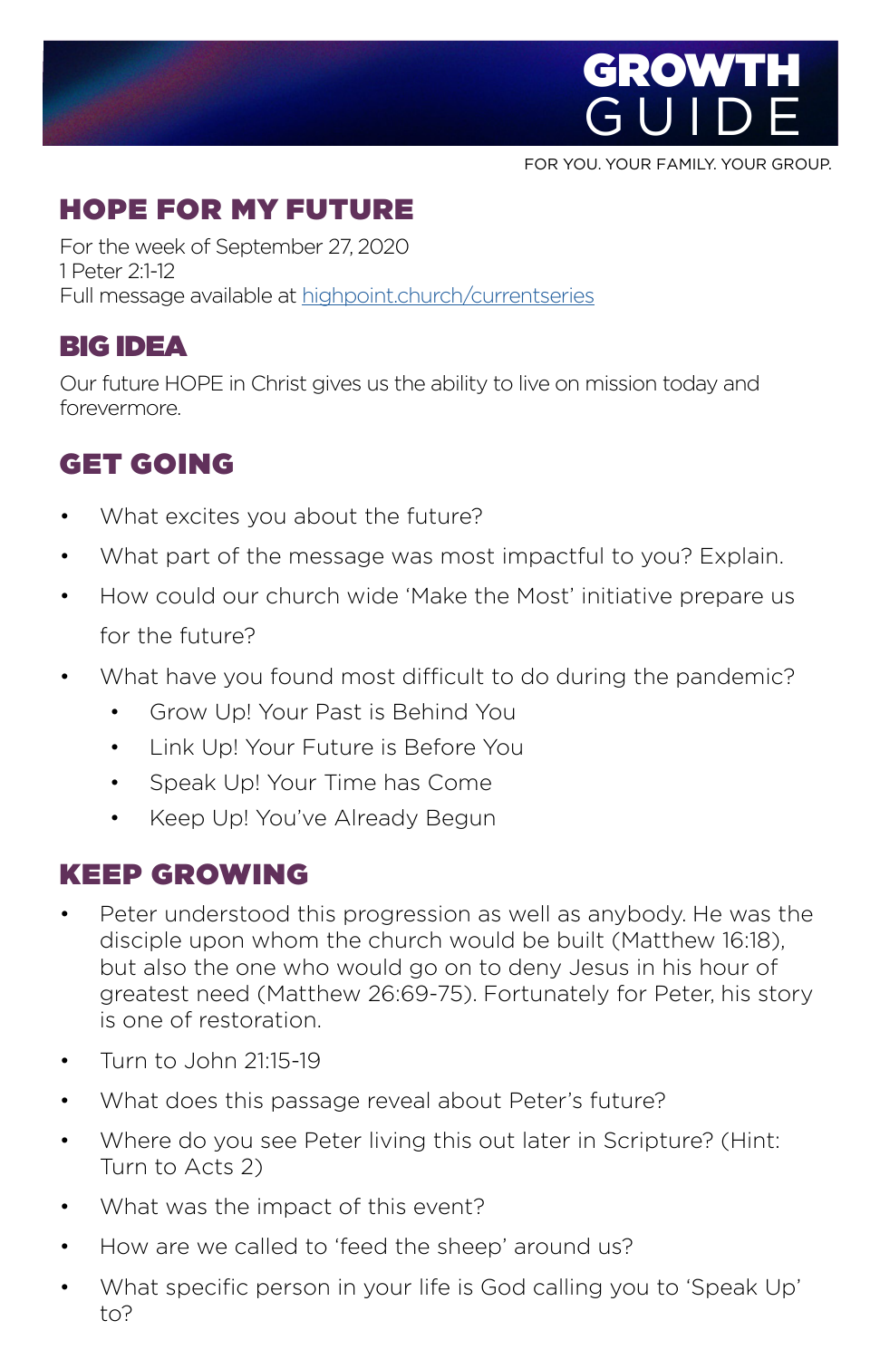# GROWTH GUIDE

FOR YOU. YOUR FAMILY. YOUR GROUP.

## HOPE FOR MY FUTURE

For the week of September 27, 2020
1 Peter 2:1-12
Full message available at [highpoint.church/currentseries](highpoint.church/currentseries)

## BIG IDEA

Our future HOPE in Christ gives us the ability to live on mission today and forevermore.

## GET GOING

- What excites you about the future?
- What part of the message was most impactful to you? Explain.
- How could our church wide 'Make the Most' initiative prepare us for the future?
- What have you found most difficult to do during the pandemic?
  - Grow Up! Your Past is Behind You
  - Link Up! Your Future is Before You
  - Speak Up! Your Time has Come
  - Keep Up! You've Already Begun

## KEEP GROWING

- Peter understood this progression as well as anybody. He was the disciple upon whom the church would be built (Matthew 16:18), but also the one who would go on to deny Jesus in his hour of greatest need (Matthew 26:69-75). Fortunately for Peter, his story is one of restoration.
- Turn to John 21:15-19
- What does this passage reveal about Peter's future?
- Where do you see Peter living this out later in Scripture? (Hint: Turn to Acts 2)
- What was the impact of this event?
- How are we called to 'feed the sheep' around us?
- What specific person in your life is God calling you to 'Speak Up' to?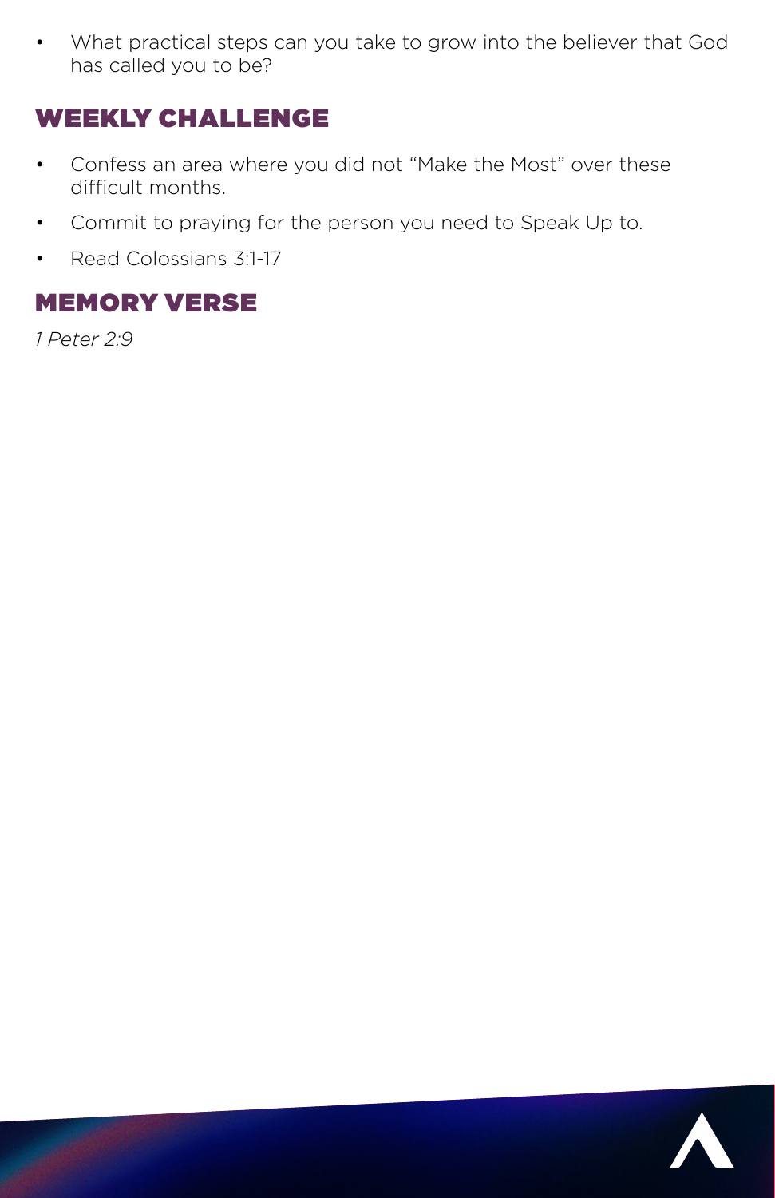- What practical steps can you take to grow into the believer that God has called you to be?

## WEEKLY CHALLENGE

- Confess an area where you did not "Make the Most" over these difficult months.
- Commit to praying for the person you need to Speak Up to.
- Read Colossians 3:1-17

## MEMORY VERSE

*1 Peter 2:9*